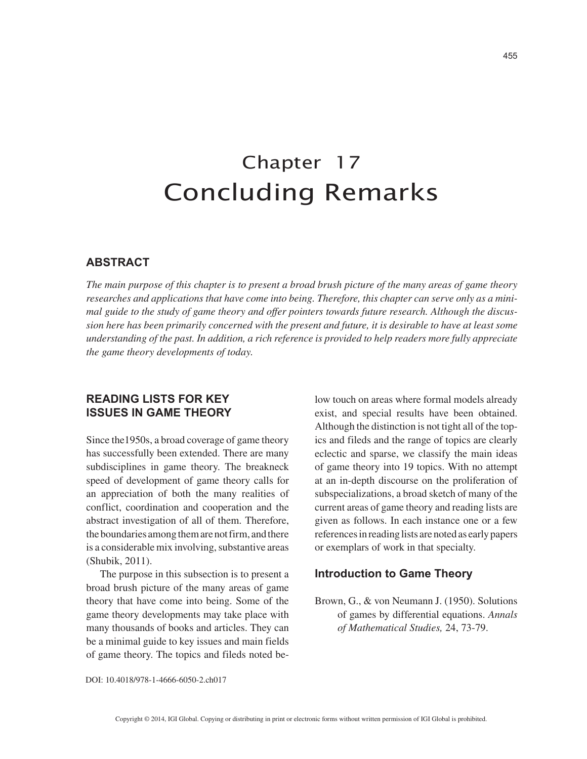# Chapter 17
# Concluding Remarks

## ABSTRACT

*The main purpose of this chapter is to present a broad brush picture of the many areas of game theory researches and applications that have come into being. Therefore, this chapter can serve only as a minimal guide to the study of game theory and offer pointers towards future research. Although the discussion here has been primarily concerned with the present and future, it is desirable to have at least some understanding of the past. In addition, a rich reference is provided to help readers more fully appreciate the game theory developments of today.*

## READING LISTS FOR KEY ISSUES IN GAME THEORY

Since the1950s, a broad coverage of game theory has successfully been extended. There are many subdisciplines in game theory. The breakneck speed of development of game theory calls for an appreciation of both the many realities of conflict, coordination and cooperation and the abstract investigation of all of them. Therefore, the boundaries among them are not firm, and there is a considerable mix involving, substantive areas (Shubik, 2011).

The purpose in this subsection is to present a broad brush picture of the many areas of game theory that have come into being. Some of the game theory developments may take place with many thousands of books and articles. They can be a minimal guide to key issues and main fields of game theory. The topics and fileds noted below touch on areas where formal models already exist, and special results have been obtained. Although the distinction is not tight all of the topics and fileds and the range of topics are clearly eclectic and sparse, we classify the main ideas of game theory into 19 topics. With no attempt at an in-depth discourse on the proliferation of subspecializations, a broad sketch of many of the current areas of game theory and reading lists are given as follows. In each instance one or a few references in reading lists are noted as early papers or exemplars of work in that specialty.

### Introduction to Game Theory

Brown, G., & von Neumann J. (1950). Solutions of games by differential equations. *Annals of Mathematical Studies,* 24, 73-79.

DOI: 10.4018/978-1-4666-6050-2.ch017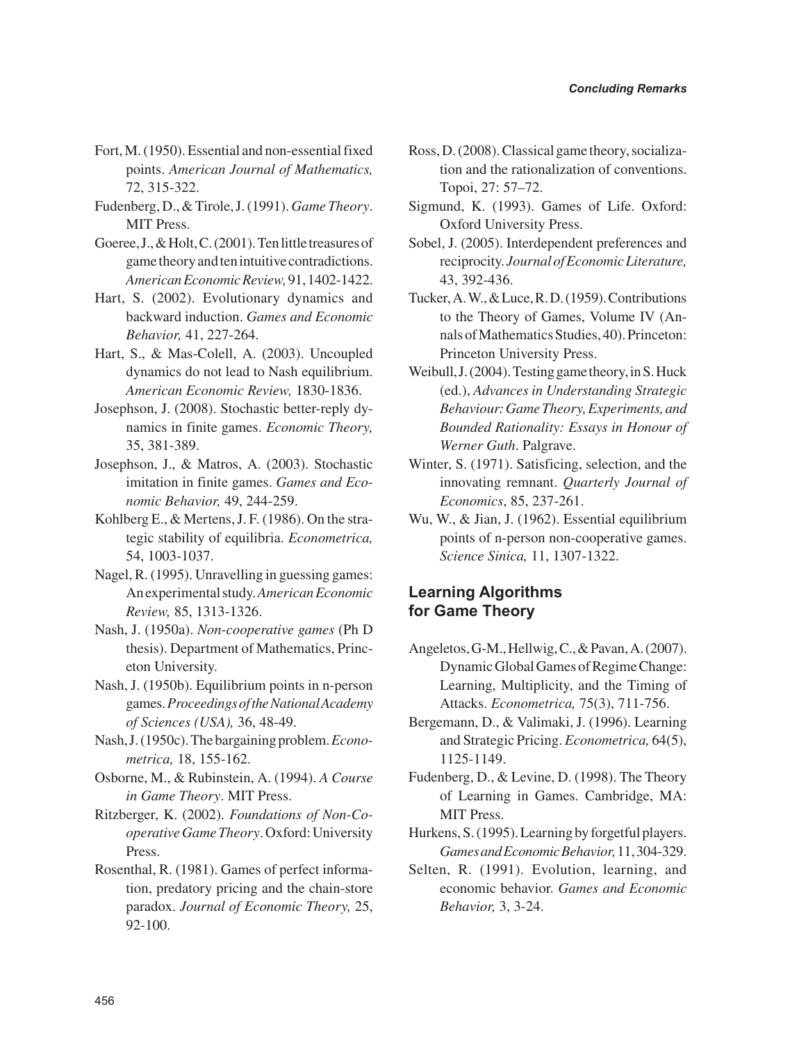Fort, M. (1950). Essential and non-essential fixed points. *American Journal of Mathematics,* 72, 315-322.

Fudenberg, D., & Tirole, J. (1991). *Game Theory*. MIT Press.

Goeree, J., & Holt, C. (2001). Ten little treasures of game theory and ten intuitive contradictions. *American Economic Review,* 91, 1402-1422.

Hart, S. (2002). Evolutionary dynamics and backward induction. *Games and Economic Behavior,* 41, 227-264.

Hart, S., & Mas-Colell, A. (2003). Uncoupled dynamics do not lead to Nash equilibrium. *American Economic Review,* 1830-1836.

Josephson, J. (2008). Stochastic better-reply dynamics in finite games. *Economic Theory,* 35, 381-389.

Josephson, J., & Matros, A. (2003). Stochastic imitation in finite games. *Games and Economic Behavior,* 49, 244-259.

Kohlberg E., & Mertens, J. F. (1986). On the strategic stability of equilibria. *Econometrica,* 54, 1003-1037.

Nagel, R. (1995). Unravelling in guessing games: An experimental study. *American Economic Review,* 85, 1313-1326.

Nash, J. (1950a). *Non-cooperative games* (Ph D thesis). Department of Mathematics, Princeton University.

Nash, J. (1950b). Equilibrium points in n-person games. *Proceedings of the National Academy of Sciences (USA),* 36, 48-49.

Nash, J. (1950c). The bargaining problem. *Econometrica,* 18, 155-162.

Osborne, M., & Rubinstein, A. (1994). *A Course in Game Theory*. MIT Press.

Ritzberger, K. (2002). *Foundations of Non-Cooperative Game Theory*. Oxford: University Press.

Rosenthal, R. (1981). Games of perfect information, predatory pricing and the chain-store paradox. *Journal of Economic Theory,* 25, 92-100.

Ross, D. (2008). Classical game theory, socialization and the rationalization of conventions. Topoi, 27: 57–72.

Sigmund, K. (1993). Games of Life. Oxford: Oxford University Press.

Sobel, J. (2005). Interdependent preferences and reciprocity. *Journal of Economic Literature,* 43, 392-436.

Tucker, A. W., & Luce, R. D. (1959). Contributions to the Theory of Games, Volume IV (Annals of Mathematics Studies, 40). Princeton: Princeton University Press.

Weibull, J. (2004). Testing game theory, in S. Huck (ed.), *Advances in Understanding Strategic Behaviour: Game Theory, Experiments, and Bounded Rationality: Essays in Honour of Werner Guth*. Palgrave.

Winter, S. (1971). Satisficing, selection, and the innovating remnant. *Quarterly Journal of Economics*, 85, 237-261.

Wu, W., & Jian, J. (1962). Essential equilibrium points of n-person non-cooperative games. *Science Sinica,* 11, 1307-1322.

## Learning Algorithms for Game Theory

Angeletos, G-M., Hellwig, C., & Pavan, A. (2007). Dynamic Global Games of Regime Change: Learning, Multiplicity, and the Timing of Attacks. *Econometrica,* 75(3), 711-756.

Bergemann, D., & Valimaki, J. (1996). Learning and Strategic Pricing. *Econometrica,* 64(5), 1125-1149.

Fudenberg, D., & Levine, D. (1998). The Theory of Learning in Games. Cambridge, MA: MIT Press.

Hurkens, S. (1995). Learning by forgetful players. *Games and Economic Behavior,* 11, 304-329.

Selten, R. (1991). Evolution, learning, and economic behavior. *Games and Economic Behavior,* 3, 3-24.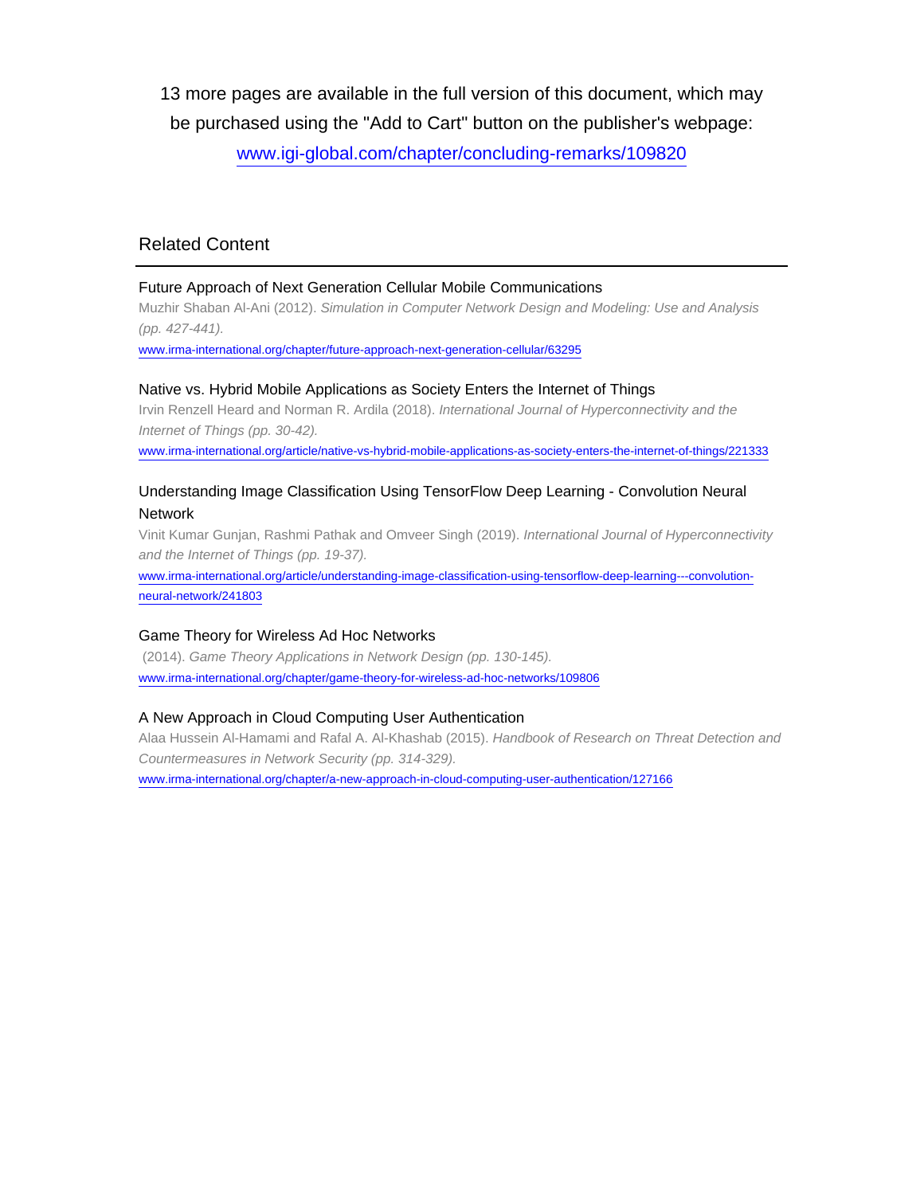13 more pages are available in the full version of this document, which may be purchased using the "Add to Cart" button on the publisher's webpage: www.igi-global.com/chapter/concluding-remarks/109820

## Related Content

**Future Approach of Next Generation Cellular Mobile Communications**
Muzhir Shaban Al-Ani (2012). *Simulation in Computer Network Design and Modeling: Use and Analysis (pp. 427-441).*
www.irma-international.org/chapter/future-approach-next-generation-cellular/63295

**Native vs. Hybrid Mobile Applications as Society Enters the Internet of Things**
Irvin Renzell Heard and Norman R. Ardila (2018). *International Journal of Hyperconnectivity and the Internet of Things (pp. 30-42).*
www.irma-international.org/article/native-vs-hybrid-mobile-applications-as-society-enters-the-internet-of-things/221333

**Understanding Image Classification Using TensorFlow Deep Learning - Convolution Neural Network**
Vinit Kumar Gunjan, Rashmi Pathak and Omveer Singh (2019). *International Journal of Hyperconnectivity and the Internet of Things (pp. 19-37).*
www.irma-international.org/article/understanding-image-classification-using-tensorflow-deep-learning---convolution-neural-network/241803

**Game Theory for Wireless Ad Hoc Networks**
(2014). *Game Theory Applications in Network Design (pp. 130-145).*
www.irma-international.org/chapter/game-theory-for-wireless-ad-hoc-networks/109806

**A New Approach in Cloud Computing User Authentication**
Alaa Hussein Al-Hamami and Rafal A. Al-Khashab (2015). *Handbook of Research on Threat Detection and Countermeasures in Network Security (pp. 314-329).*
www.irma-international.org/chapter/a-new-approach-in-cloud-computing-user-authentication/127166